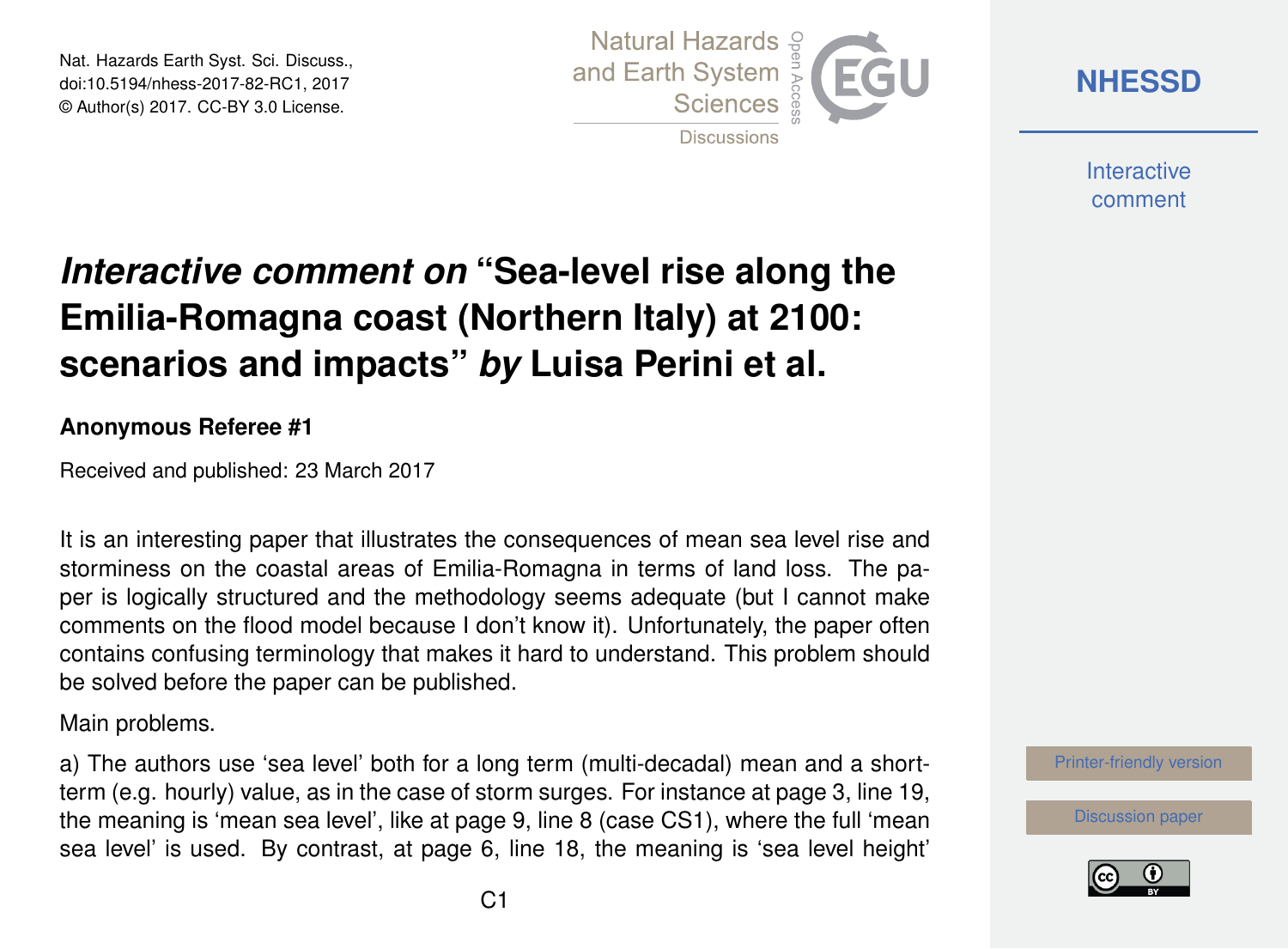Nat. Hazards Earth Syst. Sci. Discuss.,
doi:10.5194/nhess-2017-82-RC1, 2017
© Author(s) 2017. CC-BY 3.0 License.

# *Interactive comment on* "Sea-level rise along the Emilia-Romagna coast (Northern Italy) at 2100: scenarios and impacts" *by* Luisa Perini et al.

**Anonymous Referee #1**

Received and published: 23 March 2017

It is an interesting paper that illustrates the consequences of mean sea level rise and storminess on the coastal areas of Emilia-Romagna in terms of land loss. The paper is logically structured and the methodology seems adequate (but I cannot make comments on the flood model because I don't know it). Unfortunately, the paper often contains confusing terminology that makes it hard to understand. This problem should be solved before the paper can be published.

Main problems.

a) The authors use 'sea level' both for a long term (multi-decadal) mean and a short-term (e.g. hourly) value, as in the case of storm surges. For instance at page 3, line 19, the meaning is 'mean sea level', like at page 9, line 8 (case CS1), where the full 'mean sea level' is used. By contrast, at page 6, line 18, the meaning is 'sea level height'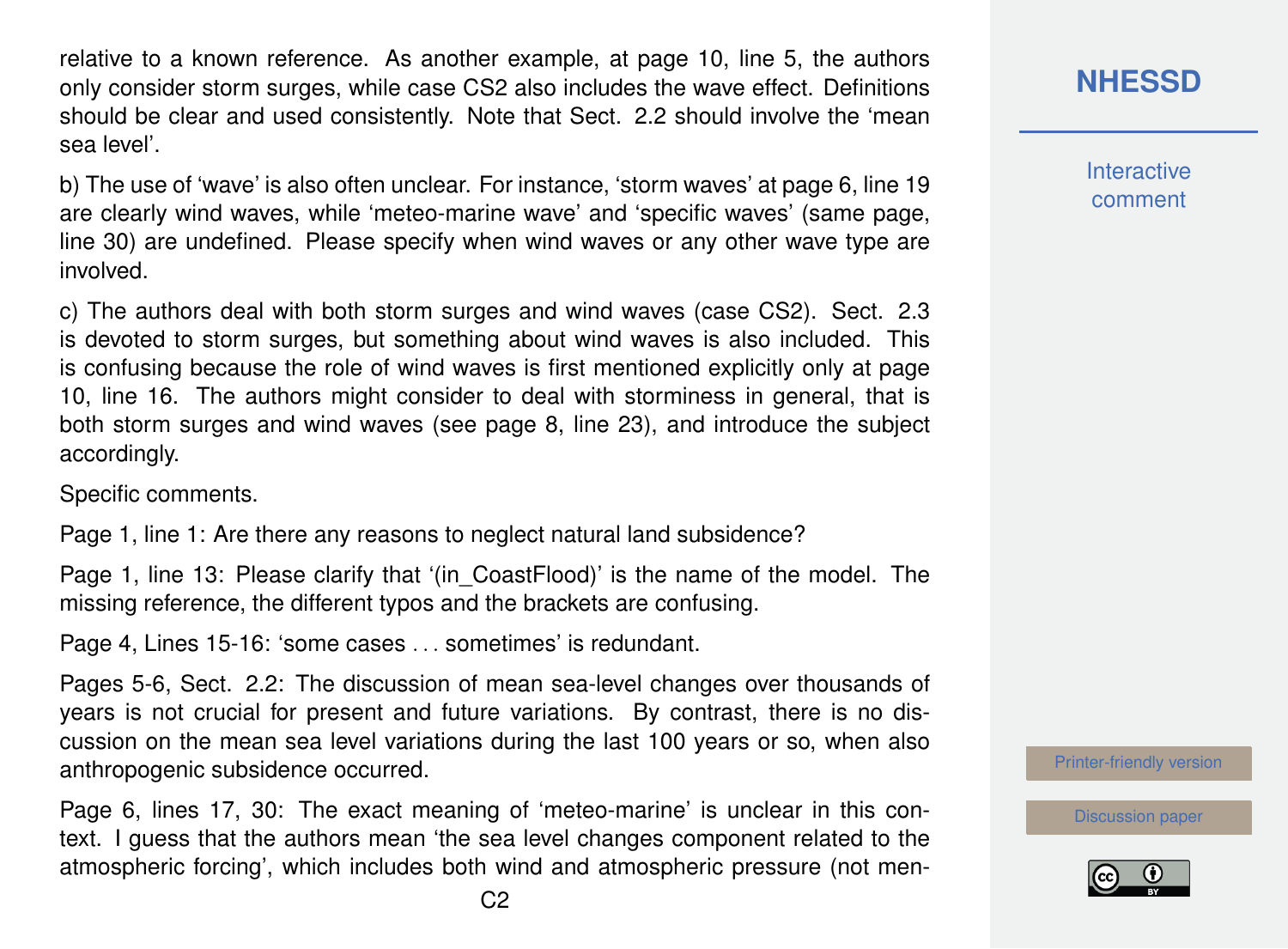relative to a known reference. As another example, at page 10, line 5, the authors only consider storm surges, while case CS2 also includes the wave effect. Definitions should be clear and used consistently. Note that Sect. 2.2 should involve the 'mean sea level'.

b) The use of 'wave' is also often unclear. For instance, 'storm waves' at page 6, line 19 are clearly wind waves, while 'meteo-marine wave' and 'specific waves' (same page, line 30) are undefined. Please specify when wind waves or any other wave type are involved.

c) The authors deal with both storm surges and wind waves (case CS2). Sect. 2.3 is devoted to storm surges, but something about wind waves is also included. This is confusing because the role of wind waves is first mentioned explicitly only at page 10, line 16. The authors might consider to deal with storminess in general, that is both storm surges and wind waves (see page 8, line 23), and introduce the subject accordingly.

Specific comments.

Page 1, line 1: Are there any reasons to neglect natural land subsidence?

Page 1, line 13: Please clarify that '(in_CoastFlood)' is the name of the model. The missing reference, the different typos and the brackets are confusing.

Page 4, Lines 15-16: 'some cases . . . sometimes' is redundant.

Pages 5-6, Sect. 2.2: The discussion of mean sea-level changes over thousands of years is not crucial for present and future variations. By contrast, there is no discussion on the mean sea level variations during the last 100 years or so, when also anthropogenic subsidence occurred.

Page 6, lines 17, 30: The exact meaning of 'meteo-marine' is unclear in this context. I guess that the authors mean 'the sea level changes component related to the atmospheric forcing', which includes both wind and atmospheric pressure (not men-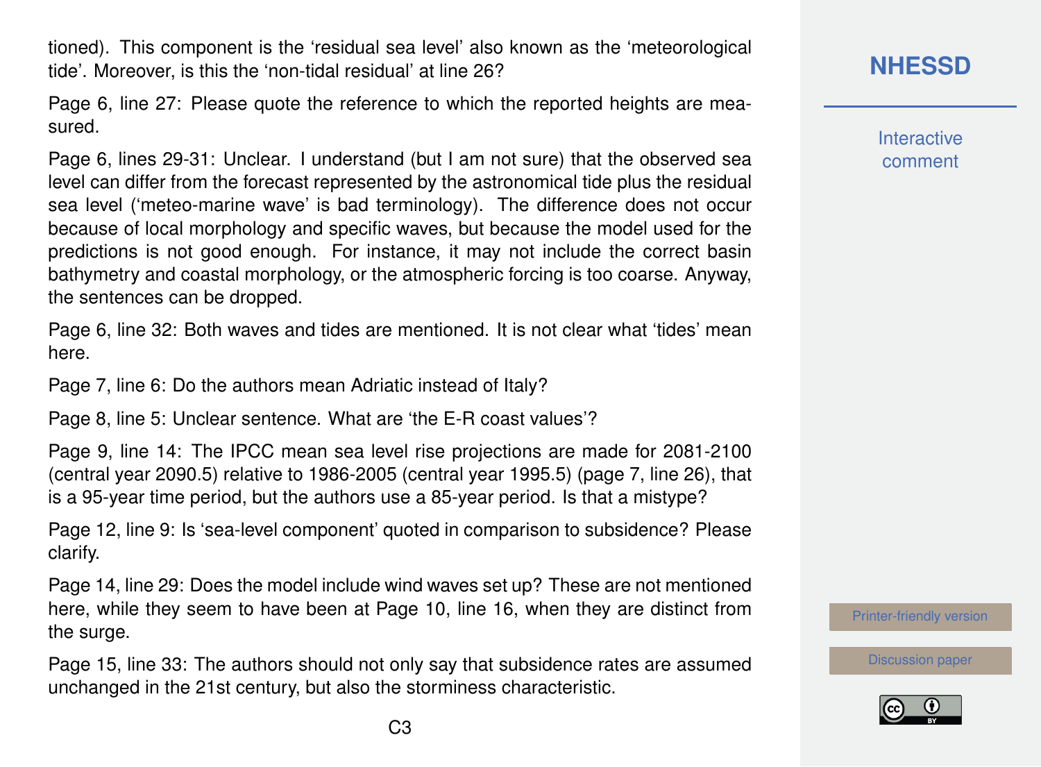tioned). This component is the 'residual sea level' also known as the 'meteorological tide'. Moreover, is this the 'non-tidal residual' at line 26?

Page 6, line 27: Please quote the reference to which the reported heights are measured.

Page 6, lines 29-31: Unclear. I understand (but I am not sure) that the observed sea level can differ from the forecast represented by the astronomical tide plus the residual sea level ('meteo-marine wave' is bad terminology). The difference does not occur because of local morphology and specific waves, but because the model used for the predictions is not good enough. For instance, it may not include the correct basin bathymetry and coastal morphology, or the atmospheric forcing is too coarse. Anyway, the sentences can be dropped.

Page 6, line 32: Both waves and tides are mentioned. It is not clear what 'tides' mean here.

Page 7, line 6: Do the authors mean Adriatic instead of Italy?

Page 8, line 5: Unclear sentence. What are 'the E-R coast values'?

Page 9, line 14: The IPCC mean sea level rise projections are made for 2081-2100 (central year 2090.5) relative to 1986-2005 (central year 1995.5) (page 7, line 26), that is a 95-year time period, but the authors use a 85-year period. Is that a mistype?

Page 12, line 9: Is 'sea-level component' quoted in comparison to subsidence? Please clarify.

Page 14, line 29: Does the model include wind waves set up? These are not mentioned here, while they seem to have been at Page 10, line 16, when they are distinct from the surge.

Page 15, line 33: The authors should not only say that subsidence rates are assumed unchanged in the 21st century, but also the storminess characteristic.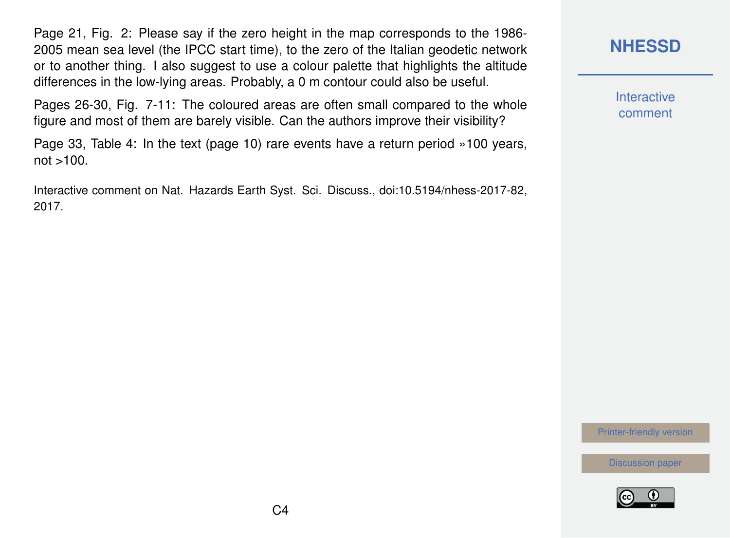Page 21, Fig. 2: Please say if the zero height in the map corresponds to the 1986-2005 mean sea level (the IPCC start time), to the zero of the Italian geodetic network or to another thing. I also suggest to use a colour palette that highlights the altitude differences in the low-lying areas. Probably, a 0 m contour could also be useful.

Pages 26-30, Fig. 7-11: The coloured areas are often small compared to the whole figure and most of them are barely visible. Can the authors improve their visibility?

Page 33, Table 4: In the text (page 10) rare events have a return period »100 years, not >100.

---

Interactive comment on Nat. Hazards Earth Syst. Sci. Discuss., doi:10.5194/nhess-2017-82, 2017.